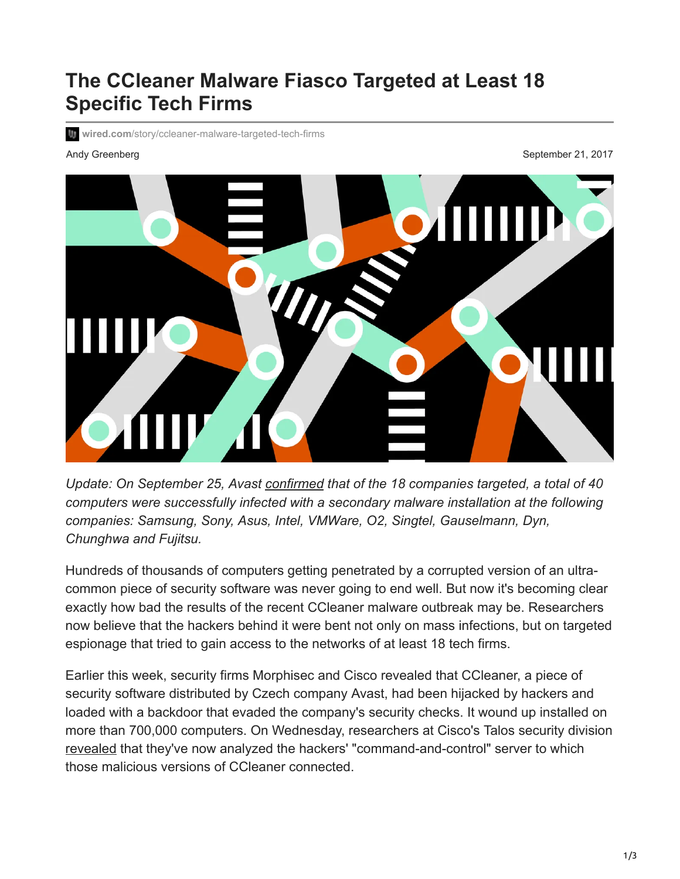# The CCleaner Malware Fiasco Targeted at Least 18 Specific Tech Firms

wired.com/story/ccleaner-malware-targeted-tech-firms

Andy Greenberg

September 21, 2017

*Update: On September 25, Avast confirmed that of the 18 companies targeted, a total of 40 computers were successfully infected with a secondary malware installation at the following companies: Samsung, Sony, Asus, Intel, VMWare, O2, Singtel, Gauselmann, Dyn, Chunghwa and Fujitsu.*

Hundreds of thousands of computers getting penetrated by a corrupted version of an ultra-common piece of security software was never going to end well. But now it's becoming clear exactly how bad the results of the recent CCleaner malware outbreak may be. Researchers now believe that the hackers behind it were bent not only on mass infections, but on targeted espionage that tried to gain access to the networks of at least 18 tech firms.

Earlier this week, security firms Morphisec and Cisco revealed that CCleaner, a piece of security software distributed by Czech company Avast, had been hijacked by hackers and loaded with a backdoor that evaded the company's security checks. It wound up installed on more than 700,000 computers. On Wednesday, researchers at Cisco's Talos security division revealed that they've now analyzed the hackers' "command-and-control" server to which those malicious versions of CCleaner connected.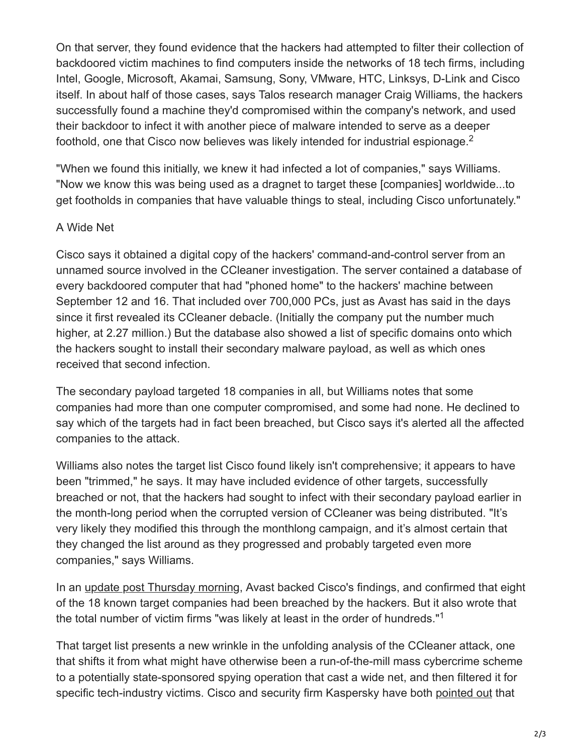On that server, they found evidence that the hackers had attempted to filter their collection of backdoored victim machines to find computers inside the networks of 18 tech firms, including Intel, Google, Microsoft, Akamai, Samsung, Sony, VMware, HTC, Linksys, D-Link and Cisco itself. In about half of those cases, says Talos research manager Craig Williams, the hackers successfully found a machine they'd compromised within the company's network, and used their backdoor to infect it with another piece of malware intended to serve as a deeper foothold, one that Cisco now believes was likely intended for industrial espionage.[2]

"When we found this initially, we knew it had infected a lot of companies," says Williams. "Now we know this was being used as a dragnet to target these [companies] worldwide...to get footholds in companies that have valuable things to steal, including Cisco unfortunately."

## A Wide Net

Cisco says it obtained a digital copy of the hackers' command-and-control server from an unnamed source involved in the CCleaner investigation. The server contained a database of every backdoored computer that had "phoned home" to the hackers' machine between September 12 and 16. That included over 700,000 PCs, just as Avast has said in the days since it first revealed its CCleaner debacle. (Initially the company put the number much higher, at 2.27 million.) But the database also showed a list of specific domains onto which the hackers sought to install their secondary malware payload, as well as which ones received that second infection.

The secondary payload targeted 18 companies in all, but Williams notes that some companies had more than one computer compromised, and some had none. He declined to say which of the targets had in fact been breached, but Cisco says it's alerted all the affected companies to the attack.

Williams also notes the target list Cisco found likely isn't comprehensive; it appears to have been "trimmed," he says. It may have included evidence of other targets, successfully breached or not, that the hackers had sought to infect with their secondary payload earlier in the month-long period when the corrupted version of CCleaner was being distributed. "It's very likely they modified this through the monthlong campaign, and it's almost certain that they changed the list around as they progressed and probably targeted even more companies," says Williams.

In an update post Thursday morning, Avast backed Cisco's findings, and confirmed that eight of the 18 known target companies had been breached by the hackers. But it also wrote that the total number of victim firms "was likely at least in the order of hundreds."[1]

That target list presents a new wrinkle in the unfolding analysis of the CCleaner attack, one that shifts it from what might have otherwise been a run-of-the-mill mass cybercrime scheme to a potentially state-sponsored spying operation that cast a wide net, and then filtered it for specific tech-industry victims. Cisco and security firm Kaspersky have both pointed out that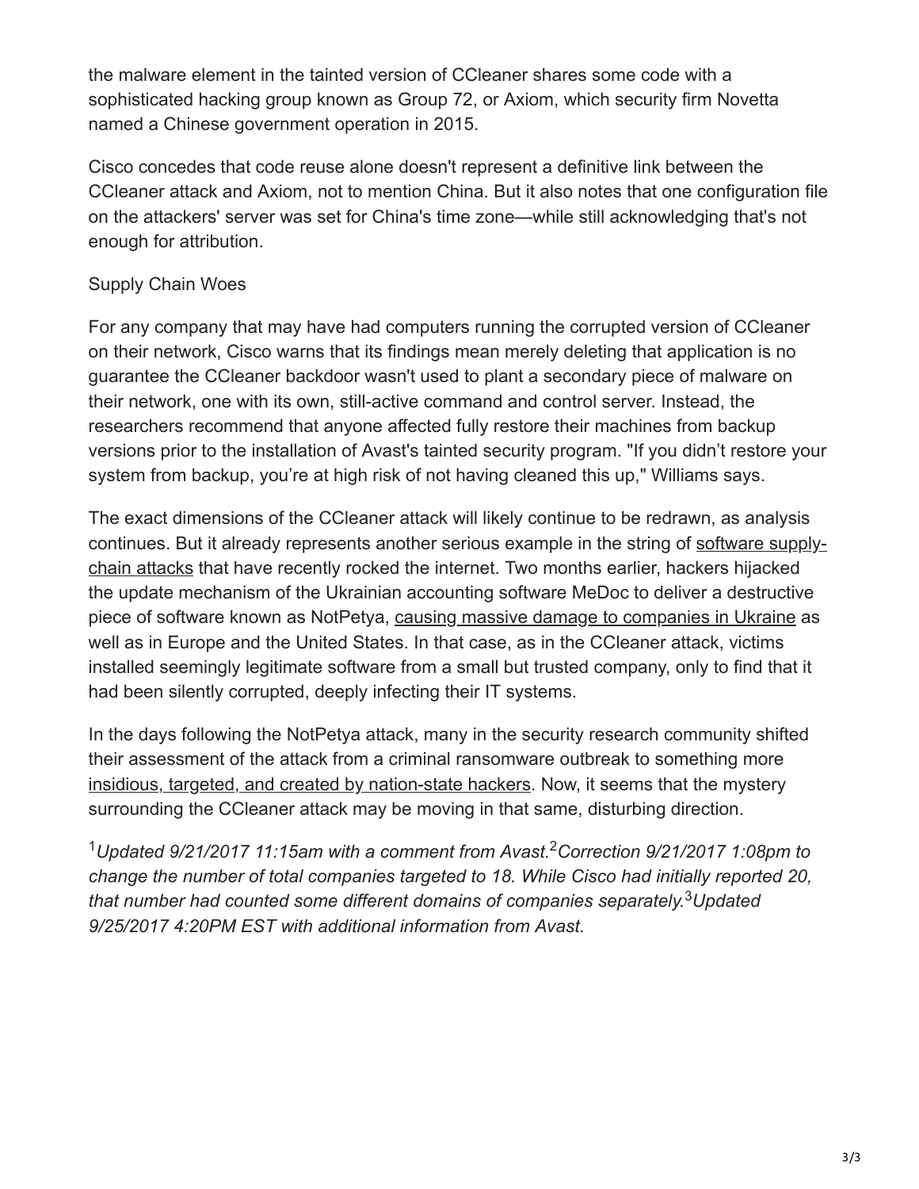the malware element in the tainted version of CCleaner shares some code with a sophisticated hacking group known as Group 72, or Axiom, which security firm Novetta named a Chinese government operation in 2015.

Cisco concedes that code reuse alone doesn't represent a definitive link between the CCleaner attack and Axiom, not to mention China. But it also notes that one configuration file on the attackers' server was set for China's time zone—while still acknowledging that's not enough for attribution.

## Supply Chain Woes

For any company that may have had computers running the corrupted version of CCleaner on their network, Cisco warns that its findings mean merely deleting that application is no guarantee the CCleaner backdoor wasn't used to plant a secondary piece of malware on their network, one with its own, still-active command and control server. Instead, the researchers recommend that anyone affected fully restore their machines from backup versions prior to the installation of Avast's tainted security program. "If you didn't restore your system from backup, you're at high risk of not having cleaned this up," Williams says.

The exact dimensions of the CCleaner attack will likely continue to be redrawn, as analysis continues. But it already represents another serious example in the string of software supply-chain attacks that have recently rocked the internet. Two months earlier, hackers hijacked the update mechanism of the Ukrainian accounting software MeDoc to deliver a destructive piece of software known as NotPetya, causing massive damage to companies in Ukraine as well as in Europe and the United States. In that case, as in the CCleaner attack, victims installed seemingly legitimate software from a small but trusted company, only to find that it had been silently corrupted, deeply infecting their IT systems.

In the days following the NotPetya attack, many in the security research community shifted their assessment of the attack from a criminal ransomware outbreak to something more insidious, targeted, and created by nation-state hackers. Now, it seems that the mystery surrounding the CCleaner attack may be moving in that same, disturbing direction.

[1]*Updated 9/21/2017 11:15am with a comment from Avast.*[2]*Correction 9/21/2017 1:08pm to change the number of total companies targeted to 18. While Cisco had initially reported 20, that number had counted some different domains of companies separately.*[3]*Updated 9/25/2017 4:20PM EST with additional information from Avast.*